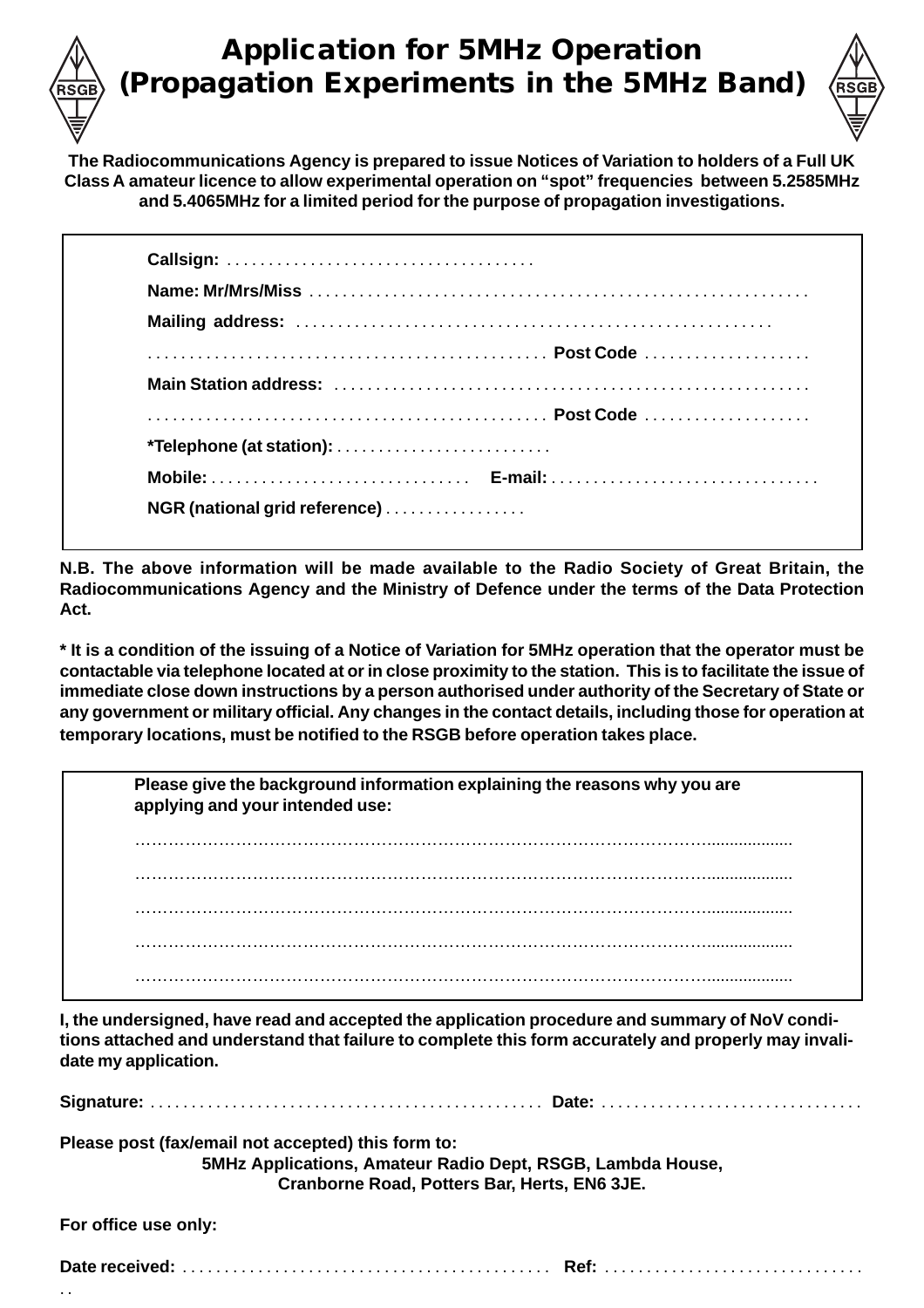# Application for 5MHz Operation (Propagation Experiments in the 5MHz Band)

**The Radiocommunications Agency is prepared to issue Notices of Variation to holders of a Full UK Class A amateur licence to allow experimental operation on "spot" frequencies between 5.2585MHz and 5.4065MHz for a limited period for the purpose of propagation investigations.**

**Callsign:** . . . . . . . . . . . . . . . . . . . . . . . . . . . . . . . . . . . . .

**Name: Mr/Mrs/Miss** . . . . . . . . . . . . . . . . . . . . . . . . . . . . . . . . . . . . . . . . . . . . . . . . . . . . . . . . . .

**Mailing address:** . . . . . . . . . . . . . . . . . . . . . . . . . . . . . . . . . . . . . . . . . . . . . . . . . . . . . . .

. . . . . . . . . . . . . . . . . . . . . . . . . . . . . . . . . . . . . . . . . . . . . . . **Post Code** . . . . . . . . . . . . . . . . . . . .

**Main Station address:** . . . . . . . . . . . . . . . . . . . . . . . . . . . . . . . . . . . . . . . . . . . . . . . . . . . . . . .

. . . . . . . . . . . . . . . . . . . . . . . . . . . . . . . . . . . . . . . . . . . . . . . **Post Code** . . . . . . . . . . . . . . . . . . . .

**\*Telephone (at station):** . . . . . . . . . . . . . . . . . . . . . . . . . .

**Mobile:** . . . . . . . . . . . . . . . . . . . . . . . . . . . . . . . **E-mail:** . . . . . . . . . . . . . . . . . . . . . . . . . . . . . . . .

**NGR (national grid reference)** . . . . . . . . . . . . . . . . .

**N.B. The above information will be made available to the Radio Society of Great Britain, the Radiocommunications Agency and the Ministry of Defence under the terms of the Data Protection Act.**

**\* It is a condition of the issuing of a Notice of Variation for 5MHz operation that the operator must be contactable via telephone located at or in close proximity to the station. This is to facilitate the issue of immediate close down instructions by a person authorised under authority of the Secretary of State or any government or military official. Any changes in the contact details, including those for operation at temporary locations, must be notified to the RSGB before operation takes place.**

**Please give the background information explaining the reasons why you are applying and your intended use:**

…………………………………………………………………………………………………

…………………………………………………………………………………………………

…………………………………………………………………………………………………

…………………………………………………………………………………………………

…………………………………………………………………………………………………

**I, the undersigned, have read and accepted the application procedure and summary of NoV conditions attached and understand that failure to complete this form accurately and properly may invalidate my application.**

**Signature:** . . . . . . . . . . . . . . . . . . . . . . . . . . . . . . . . . . . . . . . . . . . . . . . . **Date:** . . . . . . . . . . . . . . . . . . . . . . . . . . . . . . . .

**Please post (fax/email not accepted) this form to:**

**5MHz Applications, Amateur Radio Dept, RSGB, Lambda House, Cranborne Road, Potters Bar, Herts, EN6 3JE.**

**For office use only:**

**Date received:** . . . . . . . . . . . . . . . . . . . . . . . . . . . . . . . . . . . . . . . . . . . . **Ref:** . . . . . . . . . . . . . . . . . . . . . . . . . . . . . . . .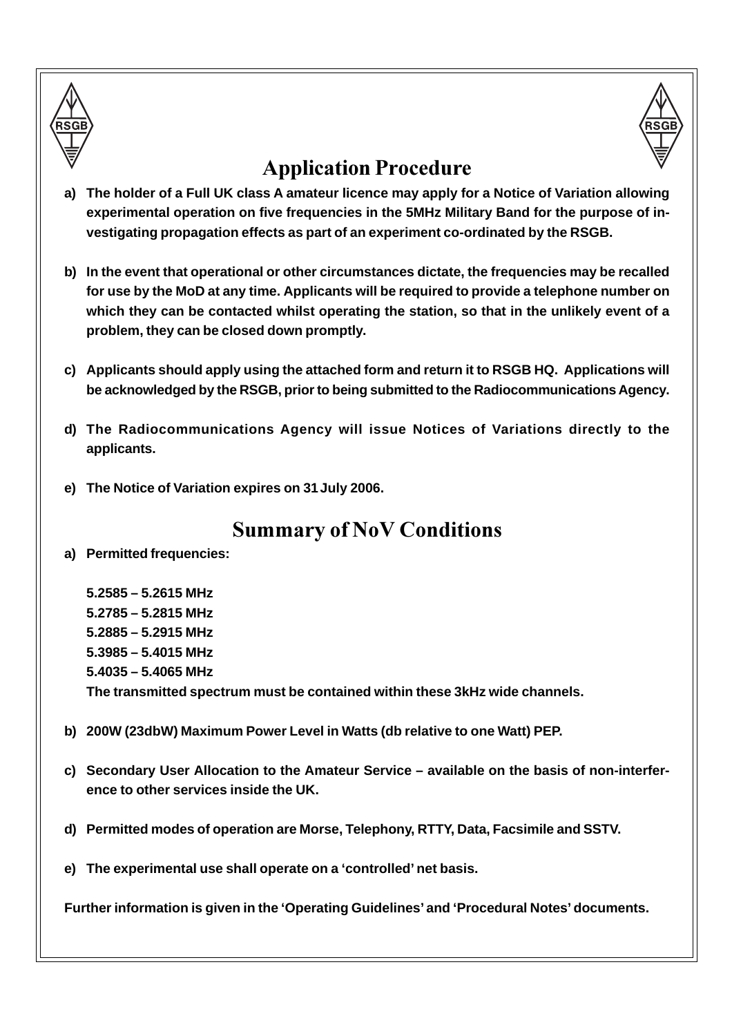## Application Procedure

a) **The holder of a Full UK class A amateur licence may apply for a Notice of Variation allowing experimental operation on five frequencies in the 5MHz Military Band for the purpose of investigating propagation effects as part of an experiment co-ordinated by the RSGB.**

b) **In the event that operational or other circumstances dictate, the frequencies may be recalled for use by the MoD at any time. Applicants will be required to provide a telephone number on which they can be contacted whilst operating the station, so that in the unlikely event of a problem, they can be closed down promptly.**

c) **Applicants should apply using the attached form and return it to RSGB HQ. Applications will be acknowledged by the RSGB, prior to being submitted to the Radiocommunications Agency.**

d) **The Radiocommunications Agency will issue Notices of Variations directly to the applicants.**

e) **The Notice of Variation expires on 31 July 2006.**

## Summary of NoV Conditions

a) **Permitted frequencies:**

**5.2585 – 5.2615 MHz**
**5.2785 – 5.2815 MHz**
**5.2885 – 5.2915 MHz**
**5.3985 – 5.4015 MHz**
**5.4035 – 5.4065 MHz**
**The transmitted spectrum must be contained within these 3kHz wide channels.**

b) **200W (23dbW) Maximum Power Level in Watts (db relative to one Watt) PEP.**

c) **Secondary User Allocation to the Amateur Service – available on the basis of non-interference to other services inside the UK.**

d) **Permitted modes of operation are Morse, Telephony, RTTY, Data, Facsimile and SSTV.**

e) **The experimental use shall operate on a 'controlled' net basis.**

**Further information is given in the 'Operating Guidelines' and 'Procedural Notes' documents.**